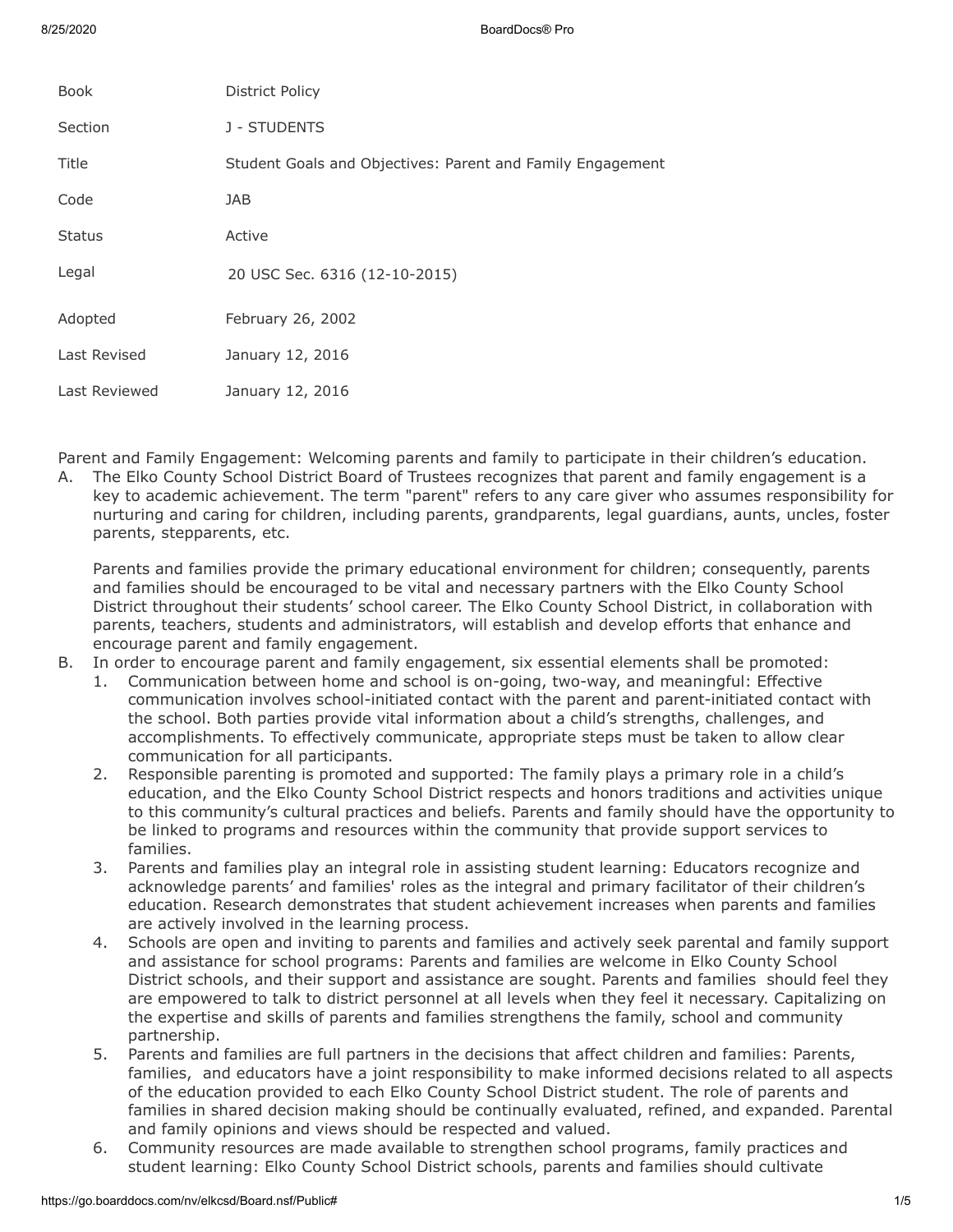| | |
|---|---|
| Book | District Policy |
| Section | J - STUDENTS |
| Title | Student Goals and Objectives: Parent and Family Engagement |
| Code | JAB |
| Status | Active |
| Legal | 20 USC Sec. 6316 (12-10-2015) |
| Adopted | February 26, 2002 |
| Last Revised | January 12, 2016 |
| Last Reviewed | January 12, 2016 |

Parent and Family Engagement: Welcoming parents and family to participate in their children's education.

A. The Elko County School District Board of Trustees recognizes that parent and family engagement is a key to academic achievement. The term "parent" refers to any care giver who assumes responsibility for nurturing and caring for children, including parents, grandparents, legal guardians, aunts, uncles, foster parents, stepparents, etc.

   Parents and families provide the primary educational environment for children; consequently, parents and families should be encouraged to be vital and necessary partners with the Elko County School District throughout their students' school career. The Elko County School District, in collaboration with parents, teachers, students and administrators, will establish and develop efforts that enhance and encourage parent and family engagement.

B. In order to encourage parent and family engagement, six essential elements shall be promoted:
   1. Communication between home and school is on-going, two-way, and meaningful: Effective communication involves school-initiated contact with the parent and parent-initiated contact with the school. Both parties provide vital information about a child's strengths, challenges, and accomplishments. To effectively communicate, appropriate steps must be taken to allow clear communication for all participants.
   2. Responsible parenting is promoted and supported: The family plays a primary role in a child's education, and the Elko County School District respects and honors traditions and activities unique to this community's cultural practices and beliefs. Parents and family should have the opportunity to be linked to programs and resources within the community that provide support services to families.
   3. Parents and families play an integral role in assisting student learning: Educators recognize and acknowledge parents' and families' roles as the integral and primary facilitator of their children's education. Research demonstrates that student achievement increases when parents and families are actively involved in the learning process.
   4. Schools are open and inviting to parents and families and actively seek parental and family support and assistance for school programs: Parents and families are welcome in Elko County School District schools, and their support and assistance are sought. Parents and families should feel they are empowered to talk to district personnel at all levels when they feel it necessary. Capitalizing on the expertise and skills of parents and families strengthens the family, school and community partnership.
   5. Parents and families are full partners in the decisions that affect children and families: Parents, families, and educators have a joint responsibility to make informed decisions related to all aspects of the education provided to each Elko County School District student. The role of parents and families in shared decision making should be continually evaluated, refined, and expanded. Parental and family opinions and views should be respected and valued.
   6. Community resources are made available to strengthen school programs, family practices and student learning: Elko County School District schools, parents and families should cultivate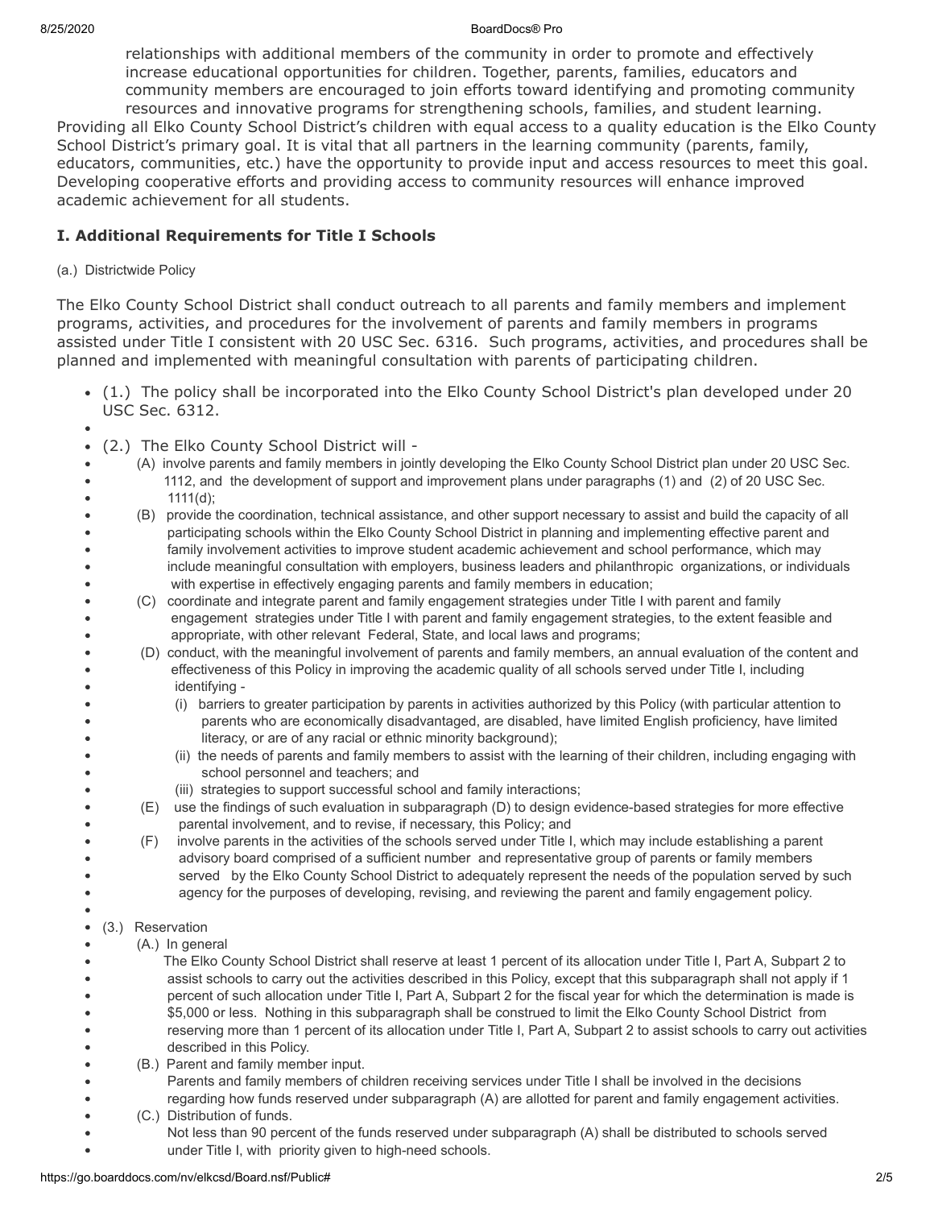relationships with additional members of the community in order to promote and effectively increase educational opportunities for children. Together, parents, families, educators and community members are encouraged to join efforts toward identifying and promoting community resources and innovative programs for strengthening schools, families, and student learning.

Providing all Elko County School District's children with equal access to a quality education is the Elko County School District's primary goal. It is vital that all partners in the learning community (parents, family, educators, communities, etc.) have the opportunity to provide input and access resources to meet this goal. Developing cooperative efforts and providing access to community resources will enhance improved academic achievement for all students.

### I. Additional Requirements for Title I Schools

(a.) Districtwide Policy

The Elko County School District shall conduct outreach to all parents and family members and implement programs, activities, and procedures for the involvement of parents and family members in programs assisted under Title I consistent with 20 USC Sec. 6316. Such programs, activities, and procedures shall be planned and implemented with meaningful consultation with parents of participating children.

- (1.) The policy shall be incorporated into the Elko County School District's plan developed under 20 USC Sec. 6312.
- (2.) The Elko County School District will -
  - (A) involve parents and family members in jointly developing the Elko County School District plan under 20 USC Sec. 1112, and the development of support and improvement plans under paragraphs (1) and (2) of 20 USC Sec. 1111(d);
  - (B) provide the coordination, technical assistance, and other support necessary to assist and build the capacity of all participating schools within the Elko County School District in planning and implementing effective parent and family involvement activities to improve student academic achievement and school performance, which may include meaningful consultation with employers, business leaders and philanthropic organizations, or individuals with expertise in effectively engaging parents and family members in education;
  - (C) coordinate and integrate parent and family engagement strategies under Title I with parent and family engagement strategies under Title I with parent and family engagement strategies, to the extent feasible and appropriate, with other relevant Federal, State, and local laws and programs;
  - (D) conduct, with the meaningful involvement of parents and family members, an annual evaluation of the content and effectiveness of this Policy in improving the academic quality of all schools served under Title I, including identifying -
    - (i) barriers to greater participation by parents in activities authorized by this Policy (with particular attention to parents who are economically disadvantaged, are disabled, have limited English proficiency, have limited literacy, or are of any racial or ethnic minority background);
    - (ii) the needs of parents and family members to assist with the learning of their children, including engaging with school personnel and teachers; and
    - (iii) strategies to support successful school and family interactions;
  - (E) use the findings of such evaluation in subparagraph (D) to design evidence-based strategies for more effective parental involvement, and to revise, if necessary, this Policy; and
  - (F) involve parents in the activities of the schools served under Title I, which may include establishing a parent advisory board comprised of a sufficient number and representative group of parents or family members served by the Elko County School District to adequately represent the needs of the population served by such agency for the purposes of developing, revising, and reviewing the parent and family engagement policy.
- (3.) Reservation
  - (A.) In general

    The Elko County School District shall reserve at least 1 percent of its allocation under Title I, Part A, Subpart 2 to assist schools to carry out the activities described in this Policy, except that this subparagraph shall not apply if 1 percent of such allocation under Title I, Part A, Subpart 2 for the fiscal year for which the determination is made is $5,000 or less. Nothing in this subparagraph shall be construed to limit the Elko County School District from reserving more than 1 percent of its allocation under Title I, Part A, Subpart 2 to assist schools to carry out activities described in this Policy.
  - (B.) Parent and family member input.

    Parents and family members of children receiving services under Title I shall be involved in the decisions regarding how funds reserved under subparagraph (A) are allotted for parent and family engagement activities.
  - (C.) Distribution of funds.

    Not less than 90 percent of the funds reserved under subparagraph (A) shall be distributed to schools served under Title I, with priority given to high-need schools.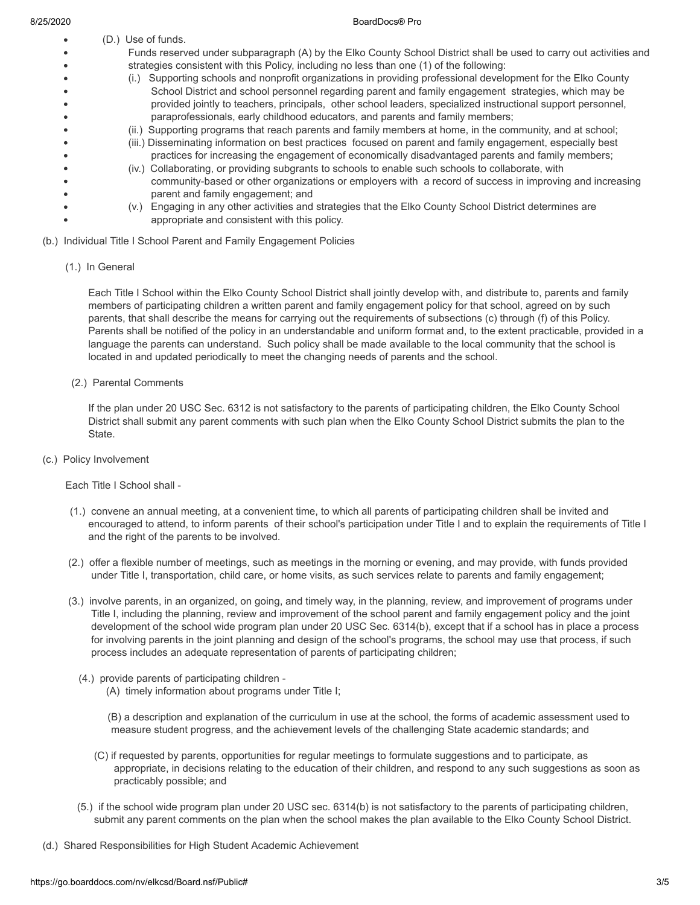- (D.) Use of funds.
- Funds reserved under subparagraph (A) by the Elko County School District shall be used to carry out activities and strategies consistent with this Policy, including no less than one (1) of the following:
- (i.) Supporting schools and nonprofit organizations in providing professional development for the Elko County School District and school personnel regarding parent and family engagement strategies, which may be provided jointly to teachers, principals, other school leaders, specialized instructional support personnel, paraprofessionals, early childhood educators, and parents and family members;
- (ii.) Supporting programs that reach parents and family members at home, in the community, and at school;
- (iii.) Disseminating information on best practices focused on parent and family engagement, especially best practices for increasing the engagement of economically disadvantaged parents and family members;
- (iv.) Collaborating, or providing subgrants to schools to enable such schools to collaborate, with community-based or other organizations or employers with a record of success in improving and increasing parent and family engagement; and
- (v.) Engaging in any other activities and strategies that the Elko County School District determines are appropriate and consistent with this policy.

(b.) Individual Title I School Parent and Family Engagement Policies

(1.) In General

Each Title I School within the Elko County School District shall jointly develop with, and distribute to, parents and family members of participating children a written parent and family engagement policy for that school, agreed on by such parents, that shall describe the means for carrying out the requirements of subsections (c) through (f) of this Policy. Parents shall be notified of the policy in an understandable and uniform format and, to the extent practicable, provided in a language the parents can understand. Such policy shall be made available to the local community that the school is located in and updated periodically to meet the changing needs of parents and the school.

(2.) Parental Comments

If the plan under 20 USC Sec. 6312 is not satisfactory to the parents of participating children, the Elko County School District shall submit any parent comments with such plan when the Elko County School District submits the plan to the State.

(c.) Policy Involvement

Each Title I School shall -

(1.) convene an annual meeting, at a convenient time, to which all parents of participating children shall be invited and encouraged to attend, to inform parents of their school's participation under Title I and to explain the requirements of Title I and the right of the parents to be involved.

(2.) offer a flexible number of meetings, such as meetings in the morning or evening, and may provide, with funds provided under Title I, transportation, child care, or home visits, as such services relate to parents and family engagement;

(3.) involve parents, in an organized, on going, and timely way, in the planning, review, and improvement of programs under Title I, including the planning, review and improvement of the school parent and family engagement policy and the joint development of the school wide program plan under 20 USC Sec. 6314(b), except that if a school has in place a process for involving parents in the joint planning and design of the school's programs, the school may use that process, if such process includes an adequate representation of parents of participating children;

(4.) provide parents of participating children -

(A) timely information about programs under Title I;

(B) a description and explanation of the curriculum in use at the school, the forms of academic assessment used to measure student progress, and the achievement levels of the challenging State academic standards; and

(C) if requested by parents, opportunities for regular meetings to formulate suggestions and to participate, as appropriate, in decisions relating to the education of their children, and respond to any such suggestions as soon as practicably possible; and

(5.) if the school wide program plan under 20 USC sec. 6314(b) is not satisfactory to the parents of participating children, submit any parent comments on the plan when the school makes the plan available to the Elko County School District.

(d.) Shared Responsibilities for High Student Academic Achievement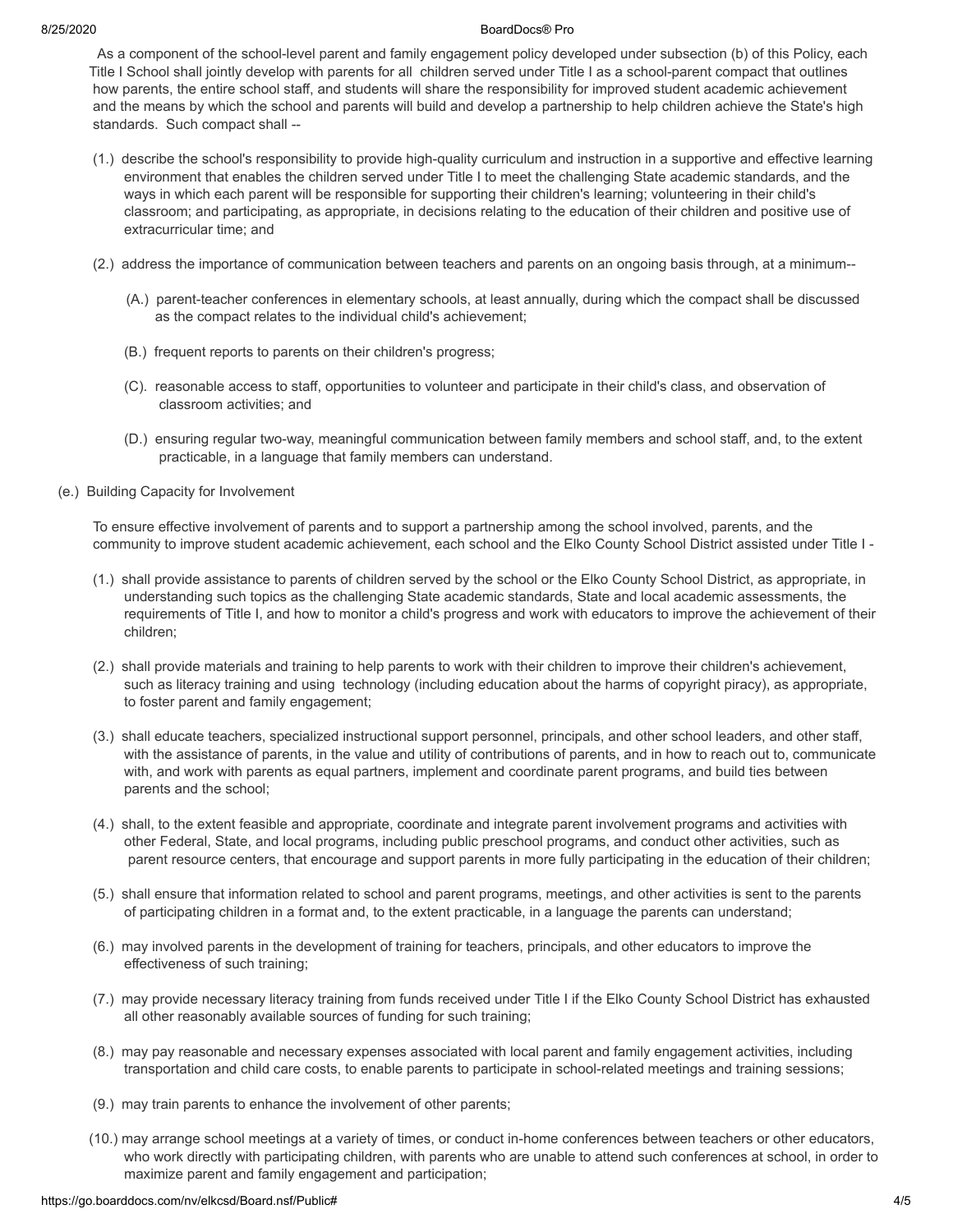As a component of the school-level parent and family engagement policy developed under subsection (b) of this Policy, each Title I School shall jointly develop with parents for all children served under Title I as a school-parent compact that outlines how parents, the entire school staff, and students will share the responsibility for improved student academic achievement and the means by which the school and parents will build and develop a partnership to help children achieve the State's high standards. Such compact shall --

(1.) describe the school's responsibility to provide high-quality curriculum and instruction in a supportive and effective learning environment that enables the children served under Title I to meet the challenging State academic standards, and the ways in which each parent will be responsible for supporting their children's learning; volunteering in their child's classroom; and participating, as appropriate, in decisions relating to the education of their children and positive use of extracurricular time; and

(2.) address the importance of communication between teachers and parents on an ongoing basis through, at a minimum--

(A.) parent-teacher conferences in elementary schools, at least annually, during which the compact shall be discussed as the compact relates to the individual child's achievement;

(B.) frequent reports to parents on their children's progress;

(C). reasonable access to staff, opportunities to volunteer and participate in their child's class, and observation of classroom activities; and

(D.) ensuring regular two-way, meaningful communication between family members and school staff, and, to the extent practicable, in a language that family members can understand.

(e.) Building Capacity for Involvement

To ensure effective involvement of parents and to support a partnership among the school involved, parents, and the community to improve student academic achievement, each school and the Elko County School District assisted under Title I -

(1.) shall provide assistance to parents of children served by the school or the Elko County School District, as appropriate, in understanding such topics as the challenging State academic standards, State and local academic assessments, the requirements of Title I, and how to monitor a child's progress and work with educators to improve the achievement of their children;

(2.) shall provide materials and training to help parents to work with their children to improve their children's achievement, such as literacy training and using technology (including education about the harms of copyright piracy), as appropriate, to foster parent and family engagement;

(3.) shall educate teachers, specialized instructional support personnel, principals, and other school leaders, and other staff, with the assistance of parents, in the value and utility of contributions of parents, and in how to reach out to, communicate with, and work with parents as equal partners, implement and coordinate parent programs, and build ties between parents and the school;

(4.) shall, to the extent feasible and appropriate, coordinate and integrate parent involvement programs and activities with other Federal, State, and local programs, including public preschool programs, and conduct other activities, such as parent resource centers, that encourage and support parents in more fully participating in the education of their children;

(5.) shall ensure that information related to school and parent programs, meetings, and other activities is sent to the parents of participating children in a format and, to the extent practicable, in a language the parents can understand;

(6.) may involved parents in the development of training for teachers, principals, and other educators to improve the effectiveness of such training;

(7.) may provide necessary literacy training from funds received under Title I if the Elko County School District has exhausted all other reasonably available sources of funding for such training;

(8.) may pay reasonable and necessary expenses associated with local parent and family engagement activities, including transportation and child care costs, to enable parents to participate in school-related meetings and training sessions;

(9.) may train parents to enhance the involvement of other parents;

(10.) may arrange school meetings at a variety of times, or conduct in-home conferences between teachers or other educators, who work directly with participating children, with parents who are unable to attend such conferences at school, in order to maximize parent and family engagement and participation;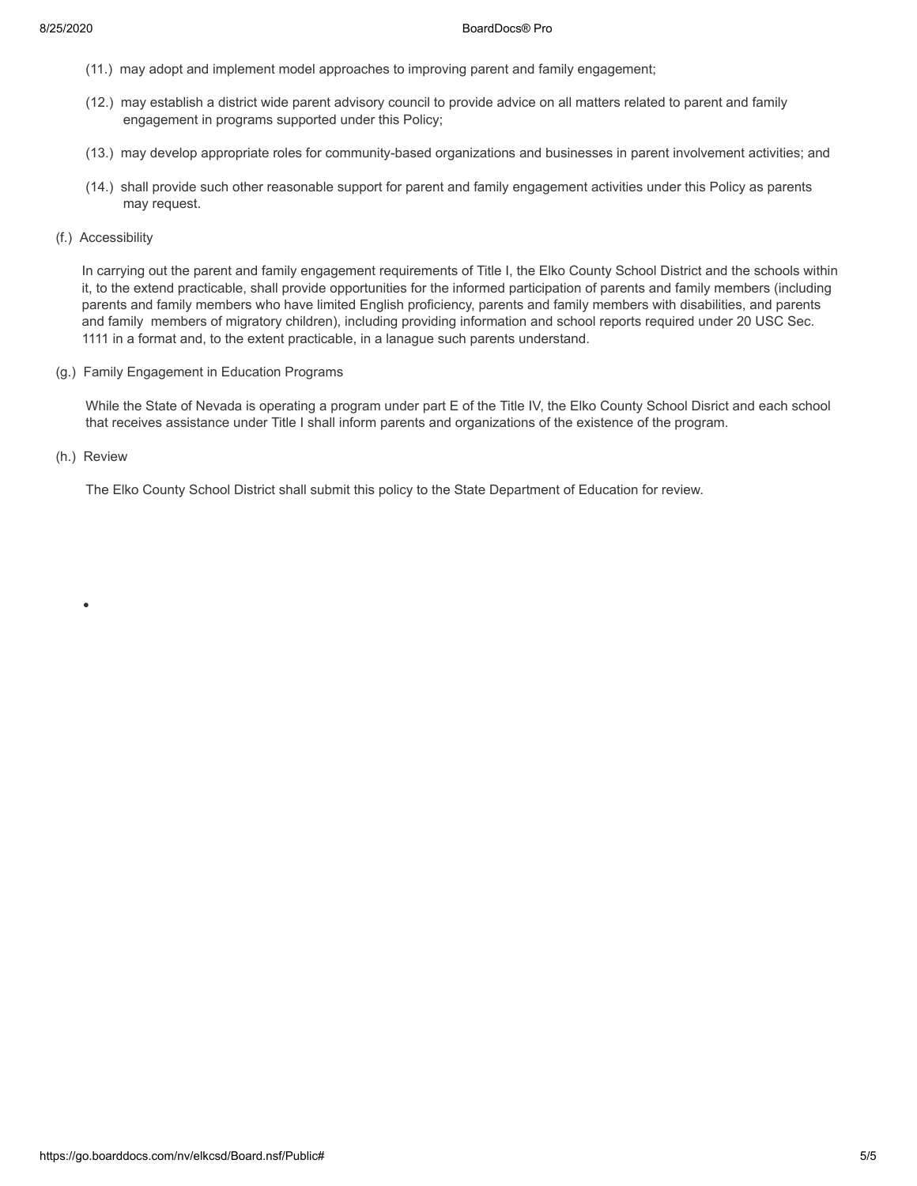(11.) may adopt and implement model approaches to improving parent and family engagement;

(12.) may establish a district wide parent advisory council to provide advice on all matters related to parent and family engagement in programs supported under this Policy;

(13.) may develop appropriate roles for community-based organizations and businesses in parent involvement activities; and

(14.) shall provide such other reasonable support for parent and family engagement activities under this Policy as parents may request.

(f.) Accessibility

In carrying out the parent and family engagement requirements of Title I, the Elko County School District and the schools within it, to the extend practicable, shall provide opportunities for the informed participation of parents and family members (including parents and family members who have limited English proficiency, parents and family members with disabilities, and parents and family members of migratory children), including providing information and school reports required under 20 USC Sec. 1111 in a format and, to the extent practicable, in a lanague such parents understand.

(g.) Family Engagement in Education Programs

While the State of Nevada is operating a program under part E of the Title IV, the Elko County School Disrict and each school that receives assistance under Title I shall inform parents and organizations of the existence of the program.

(h.) Review

The Elko County School District shall submit this policy to the State Department of Education for review.